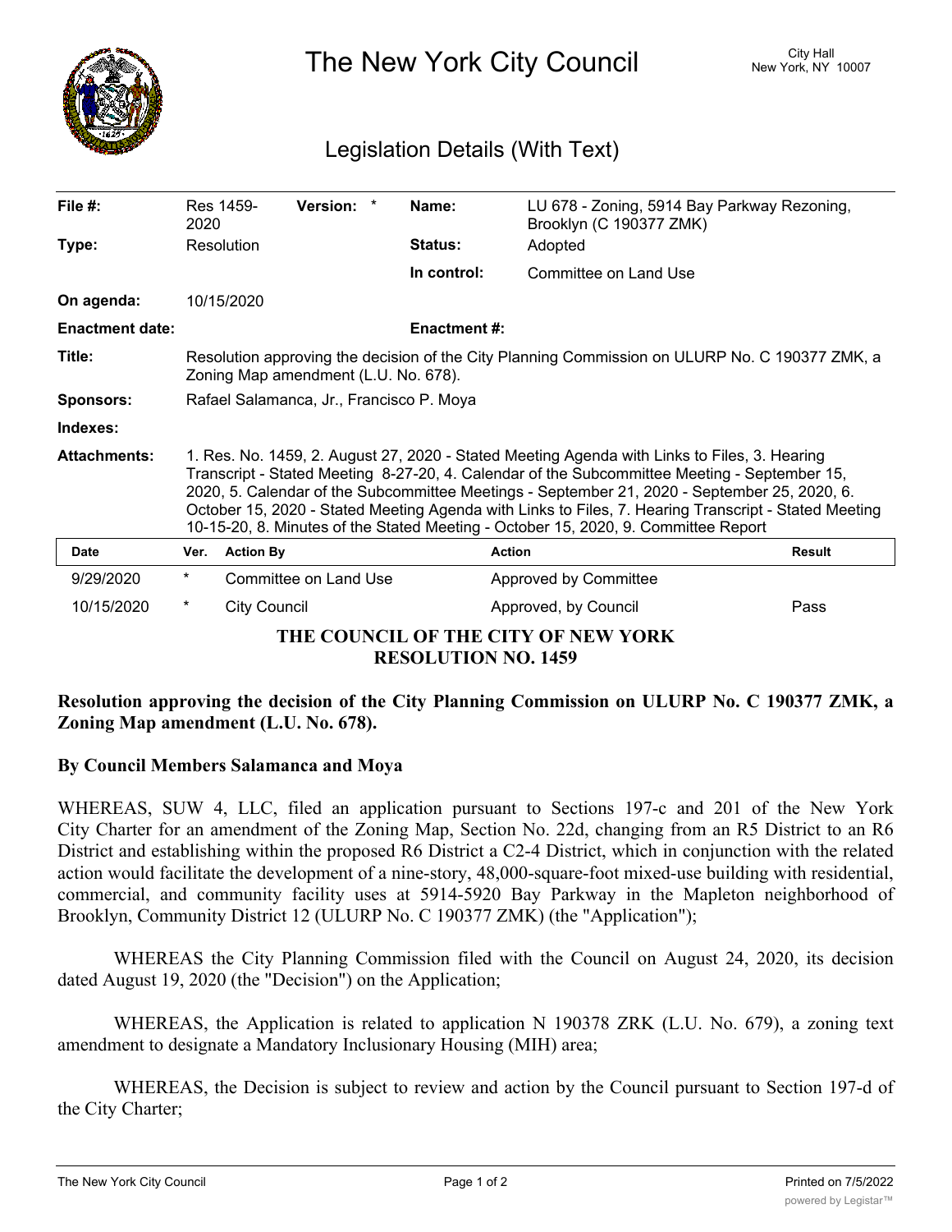# The New York City Council

City Hall
New York, NY 10007

## Legislation Details (With Text)

| | | | |
|---|---|---|---|
| **File #:** | Res 1459-2020 **Version:** * | **Name:** | LU 678 - Zoning, 5914 Bay Parkway Rezoning, Brooklyn (C 190377 ZMK) |
| **Type:** | Resolution | **Status:** | Adopted |
| | | **In control:** | Committee on Land Use |
| **On agenda:** | 10/15/2020 | | |
| **Enactment date:** | | **Enactment #:** | |

**Title:** Resolution approving the decision of the City Planning Commission on ULURP No. C 190377 ZMK, a Zoning Map amendment (L.U. No. 678).

**Sponsors:** Rafael Salamanca, Jr., Francisco P. Moya

**Indexes:**

**Attachments:** 1. Res. No. 1459, 2. August 27, 2020 - Stated Meeting Agenda with Links to Files, 3. Hearing Transcript - Stated Meeting 8-27-20, 4. Calendar of the Subcommittee Meeting - September 15, 2020, 5. Calendar of the Subcommittee Meetings - September 21, 2020 - September 25, 2020, 6. October 15, 2020 - Stated Meeting Agenda with Links to Files, 7. Hearing Transcript - Stated Meeting 10-15-20, 8. Minutes of the Stated Meeting - October 15, 2020, 9. Committee Report

| Date | Ver. | Action By | Action | Result |
|---|---|---|---|---|
| 9/29/2020 | * | Committee on Land Use | Approved by Committee | |
| 10/15/2020 | * | City Council | Approved, by Council | Pass |

**THE COUNCIL OF THE CITY OF NEW YORK**
**RESOLUTION NO. 1459**

**Resolution approving the decision of the City Planning Commission on ULURP No. C 190377 ZMK, a Zoning Map amendment (L.U. No. 678).**

**By Council Members Salamanca and Moya**

WHEREAS, SUW 4, LLC, filed an application pursuant to Sections 197-c and 201 of the New York City Charter for an amendment of the Zoning Map, Section No. 22d, changing from an R5 District to an R6 District and establishing within the proposed R6 District a C2-4 District, which in conjunction with the related action would facilitate the development of a nine-story, 48,000-square-foot mixed-use building with residential, commercial, and community facility uses at 5914-5920 Bay Parkway in the Mapleton neighborhood of Brooklyn, Community District 12 (ULURP No. C 190377 ZMK) (the "Application");

WHEREAS the City Planning Commission filed with the Council on August 24, 2020, its decision dated August 19, 2020 (the "Decision") on the Application;

WHEREAS, the Application is related to application N 190378 ZRK (L.U. No. 679), a zoning text amendment to designate a Mandatory Inclusionary Housing (MIH) area;

WHEREAS, the Decision is subject to review and action by the Council pursuant to Section 197-d of the City Charter;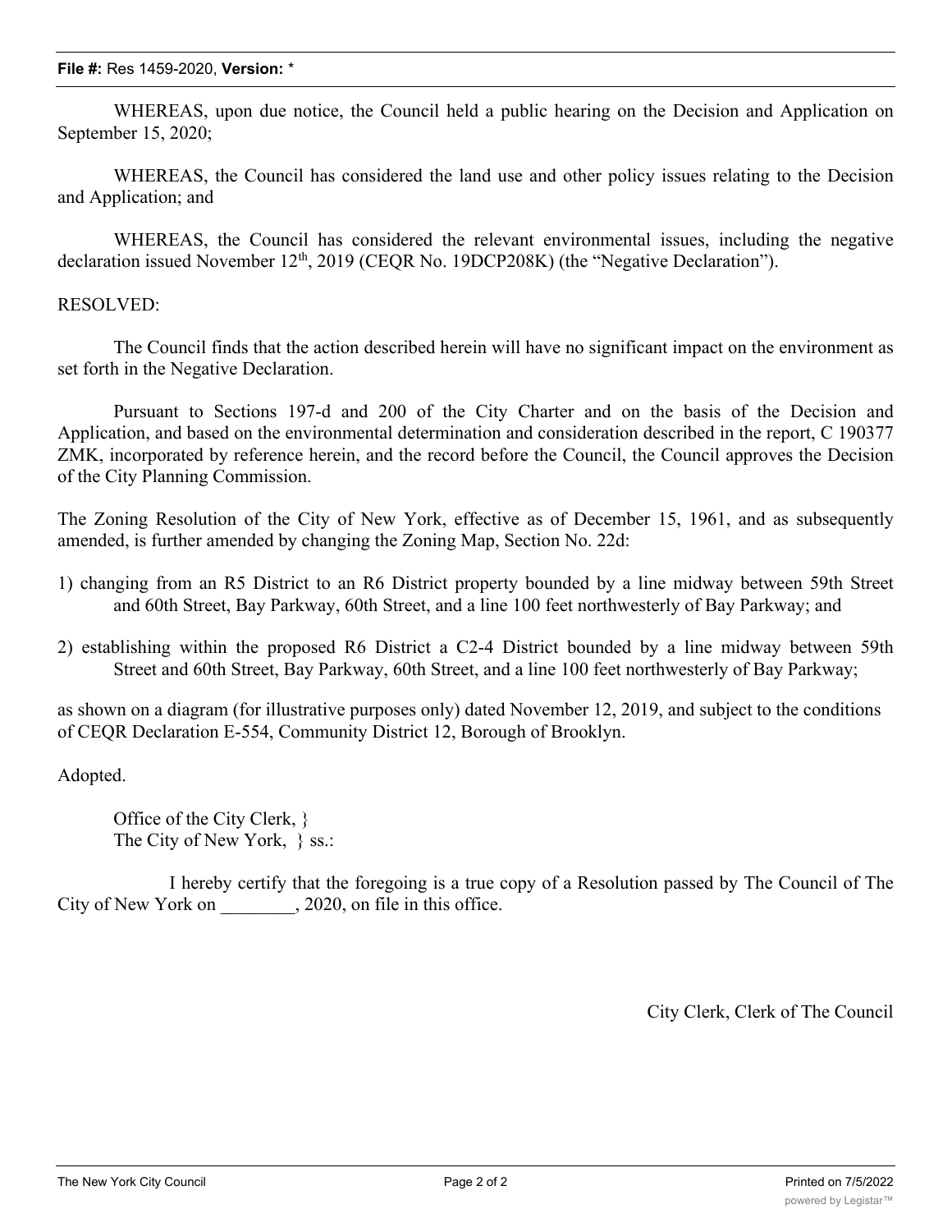WHEREAS, upon due notice, the Council held a public hearing on the Decision and Application on September 15, 2020;

WHEREAS, the Council has considered the land use and other policy issues relating to the Decision and Application; and

WHEREAS, the Council has considered the relevant environmental issues, including the negative declaration issued November 12th, 2019 (CEQR No. 19DCP208K) (the "Negative Declaration").

RESOLVED:

The Council finds that the action described herein will have no significant impact on the environment as set forth in the Negative Declaration.

Pursuant to Sections 197-d and 200 of the City Charter and on the basis of the Decision and Application, and based on the environmental determination and consideration described in the report, C 190377 ZMK, incorporated by reference herein, and the record before the Council, the Council approves the Decision of the City Planning Commission.

The Zoning Resolution of the City of New York, effective as of December 15, 1961, and as subsequently amended, is further amended by changing the Zoning Map, Section No. 22d:

1) changing from an R5 District to an R6 District property bounded by a line midway between 59th Street and 60th Street, Bay Parkway, 60th Street, and a line 100 feet northwesterly of Bay Parkway; and

2) establishing within the proposed R6 District a C2-4 District bounded by a line midway between 59th Street and 60th Street, Bay Parkway, 60th Street, and a line 100 feet northwesterly of Bay Parkway;

as shown on a diagram (for illustrative purposes only) dated November 12, 2019, and subject to the conditions of CEQR Declaration E-554, Community District 12, Borough of Brooklyn.

Adopted.

Office of the City Clerk, }
The City of New York, } ss.:

I hereby certify that the foregoing is a true copy of a Resolution passed by The Council of The City of New York on ________, 2020, on file in this office.

City Clerk, Clerk of The Council